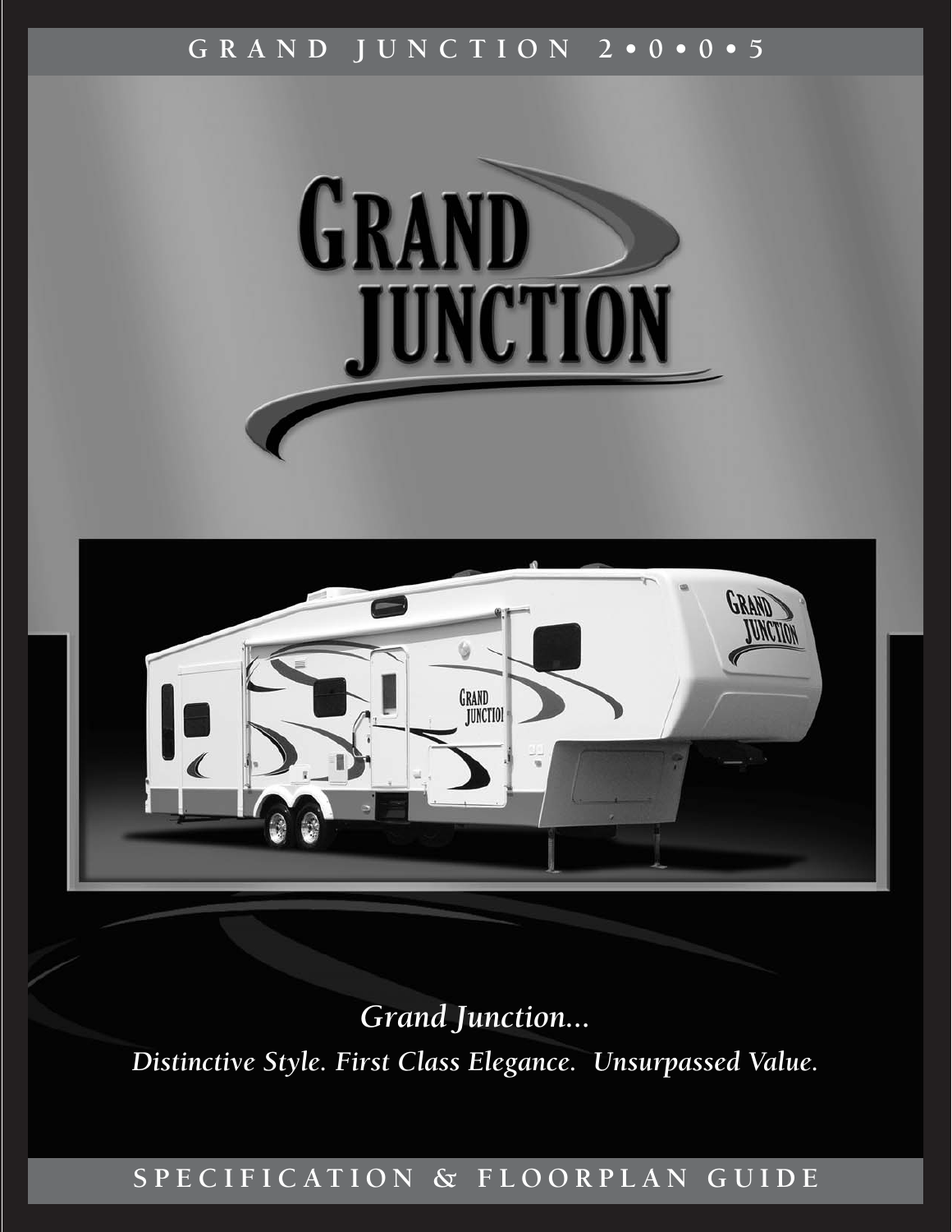GRAND JUNCTION 2•0•0•5

# GRAND JUNCTION

*Grand Junction...*

*Distinctive Style. First Class Elegance. Unsurpassed Value.*

SPECIFICATION & FLOORPLAN GUIDE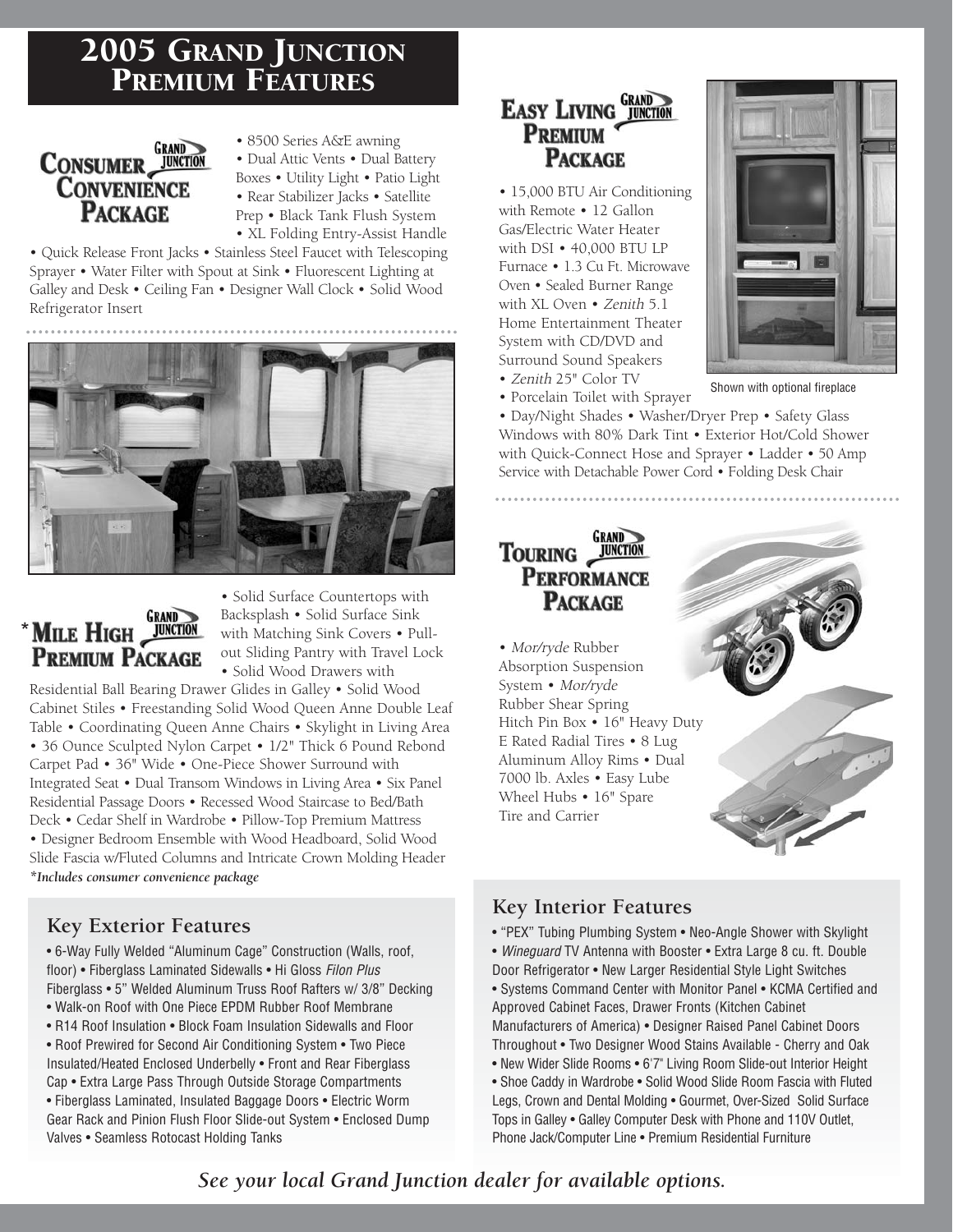# 2005 Grand Junction Premium Features

## Grand Junction Consumer Convenience Package

• 8500 Series A&E awning • Dual Attic Vents • Dual Battery Boxes • Utility Light • Patio Light • Rear Stabilizer Jacks • Satellite Prep • Black Tank Flush System • XL Folding Entry-Assist Handle • Quick Release Front Jacks • Stainless Steel Faucet with Telescoping Sprayer • Water Filter with Spout at Sink • Fluorescent Lighting at Galley and Desk • Ceiling Fan • Designer Wall Clock • Solid Wood Refrigerator Insert

## *Grand Junction Mile High Premium Package

• Solid Surface Countertops with Backsplash • Solid Surface Sink with Matching Sink Covers • Pull-out Sliding Pantry with Travel Lock • Solid Wood Drawers with Residential Ball Bearing Drawer Glides in Galley • Solid Wood Cabinet Stiles • Freestanding Solid Wood Queen Anne Double Leaf Table • Coordinating Queen Anne Chairs • Skylight in Living Area • 36 Ounce Sculpted Nylon Carpet • 1/2" Thick 6 Pound Rebond Carpet Pad • 36" Wide • One-Piece Shower Surround with Integrated Seat • Dual Transom Windows in Living Area • Six Panel Residential Passage Doors • Recessed Wood Staircase to Bed/Bath Deck • Cedar Shelf in Wardrobe • Pillow-Top Premium Mattress • Designer Bedroom Ensemble with Wood Headboard, Solid Wood Slide Fascia w/Fluted Columns and Intricate Crown Molding Header

***Includes consumer convenience package***

## Grand Junction Easy Living Premium Package

• 15,000 BTU Air Conditioning with Remote • 12 Gallon Gas/Electric Water Heater with DSI • 40,000 BTU LP Furnace • 1.3 Cu Ft. Microwave Oven • Sealed Burner Range with XL Oven • *Zenith* 5.1 Home Entertainment Theater System with CD/DVD and Surround Sound Speakers • *Zenith* 25" Color TV • Porcelain Toilet with Sprayer • Day/Night Shades • Washer/Dryer Prep • Safety Glass Windows with 80% Dark Tint • Exterior Hot/Cold Shower with Quick-Connect Hose and Sprayer • Ladder • 50 Amp Service with Detachable Power Cord • Folding Desk Chair

Shown with optional fireplace

## Grand Junction Touring Performance Package

• *Mor/ryde* Rubber Absorption Suspension System • *Mor/ryde* Rubber Shear Spring Hitch Pin Box • 16" Heavy Duty E Rated Radial Tires • 8 Lug Aluminum Alloy Rims • Dual 7000 lb. Axles • Easy Lube Wheel Hubs • 16" Spare Tire and Carrier

## Key Exterior Features

• 6-Way Fully Welded "Aluminum Cage" Construction (Walls, roof, floor) • Fiberglass Laminated Sidewalls • Hi Gloss *Filon Plus* Fiberglass • 5" Welded Aluminum Truss Roof Rafters w/ 3/8" Decking • Walk-on Roof with One Piece EPDM Rubber Roof Membrane • R14 Roof Insulation • Block Foam Insulation Sidewalls and Floor • Roof Prewired for Second Air Conditioning System • Two Piece Insulated/Heated Enclosed Underbelly • Front and Rear Fiberglass Cap • Extra Large Pass Through Outside Storage Compartments • Fiberglass Laminated, Insulated Baggage Doors • Electric Worm Gear Rack and Pinion Flush Floor Slide-out System • Enclosed Dump Valves • Seamless Rotocast Holding Tanks

## Key Interior Features

• "PEX" Tubing Plumbing System • Neo-Angle Shower with Skylight • *Wineguard* TV Antenna with Booster • Extra Large 8 cu. ft. Double Door Refrigerator • New Larger Residential Style Light Switches • Systems Command Center with Monitor Panel • KCMA Certified and Approved Cabinet Faces, Drawer Fronts (Kitchen Cabinet Manufacturers of America) • Designer Raised Panel Cabinet Doors Throughout • Two Designer Wood Stains Available - Cherry and Oak • New Wider Slide Rooms • 6'7" Living Room Slide-out Interior Height • Shoe Caddy in Wardrobe • Solid Wood Slide Room Fascia with Fluted Legs, Crown and Dental Molding • Gourmet, Over-Sized Solid Surface Tops in Galley • Galley Computer Desk with Phone and 110V Outlet, Phone Jack/Computer Line • Premium Residential Furniture

***See your local Grand Junction dealer for available options.***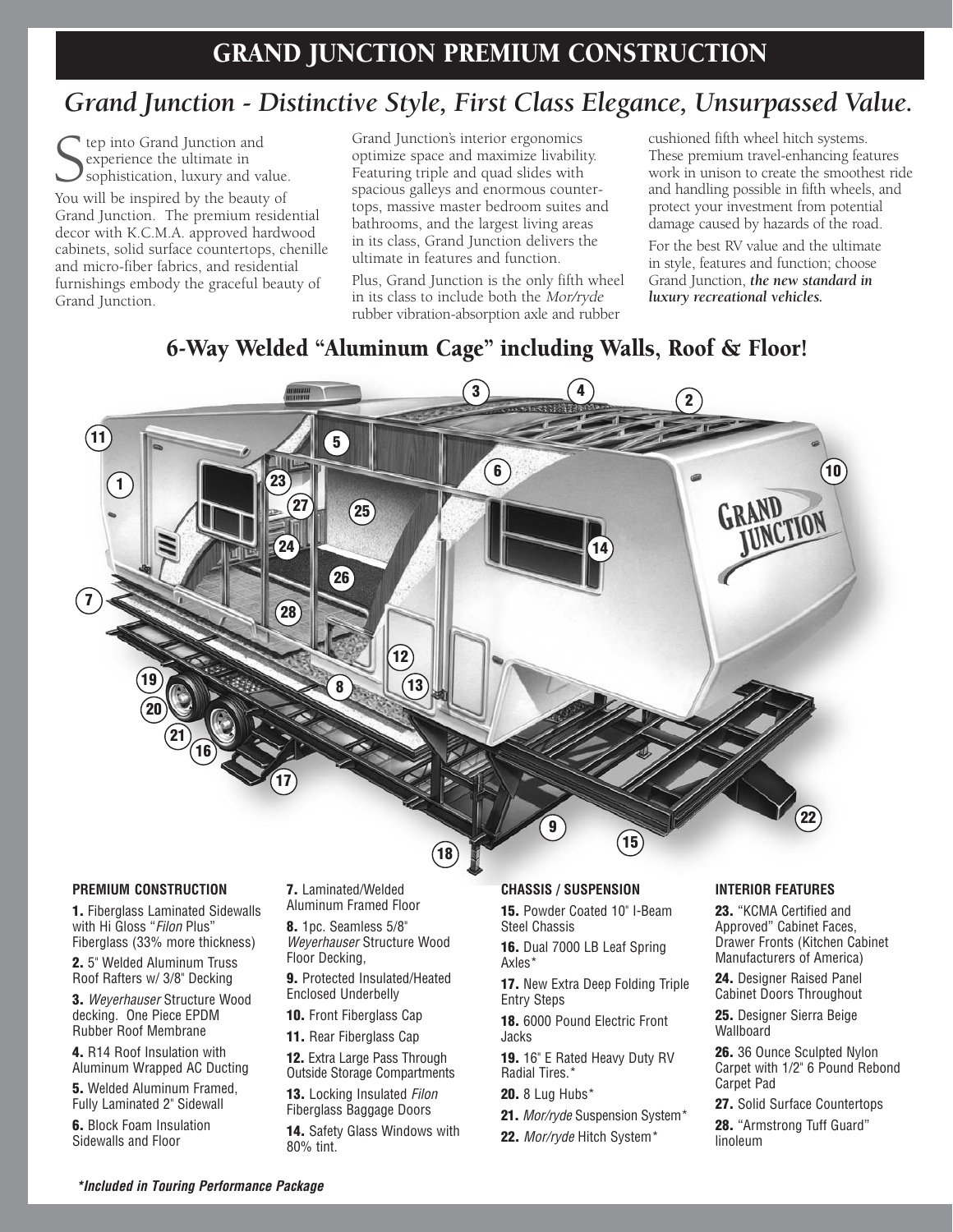# GRAND JUNCTION PREMIUM CONSTRUCTION

## *Grand Junction - Distinctive Style, First Class Elegance, Unsurpassed Value.*

Step into Grand Junction and experience the ultimate in sophistication, luxury and value. You will be inspired by the beauty of Grand Junction. The premium residential decor with K.C.M.A. approved hardwood cabinets, solid surface countertops, chenille and micro-fiber fabrics, and residential furnishings embody the graceful beauty of Grand Junction.

Grand Junction's interior ergonomics optimize space and maximize livability. Featuring triple and quad slides with spacious galleys and enormous countertops, massive master bedroom suites and bathrooms, and the largest living areas in its class, Grand Junction delivers the ultimate in features and function.

Plus, Grand Junction is the only fifth wheel in its class to include both the *Mor/ryde* rubber vibration-absorption axle and rubber cushioned fifth wheel hitch systems. These premium travel-enhancing features work in unison to create the smoothest ride and handling possible in fifth wheels, and protect your investment from potential damage caused by hazards of the road.

For the best RV value and the ultimate in style, features and function; choose Grand Junction, ***the new standard in luxury recreational vehicles.***

## 6-Way Welded "Aluminum Cage" including Walls, Roof & Floor!

#### PREMIUM CONSTRUCTION

**1.** Fiberglass Laminated Sidewalls with Hi Gloss "*Filon* Plus" Fiberglass (33% more thickness)

**2.** 5" Welded Aluminum Truss Roof Rafters w/ 3/8" Decking

**3.** *Weyerhauser* Structure Wood decking. One Piece EPDM Rubber Roof Membrane

**4.** R14 Roof Insulation with Aluminum Wrapped AC Ducting

**5.** Welded Aluminum Framed, Fully Laminated 2" Sidewall

**6.** Block Foam Insulation Sidewalls and Floor

**7.** Laminated/Welded Aluminum Framed Floor

**8.** 1pc. Seamless 5/8" *Weyerhauser* Structure Wood Floor Decking,

**9.** Protected Insulated/Heated Enclosed Underbelly

**10.** Front Fiberglass Cap

**11.** Rear Fiberglass Cap

**12.** Extra Large Pass Through Outside Storage Compartments

**13.** Locking Insulated *Filon* Fiberglass Baggage Doors

**14.** Safety Glass Windows with 80% tint.

#### CHASSIS / SUSPENSION

**15.** Powder Coated 10" I-Beam Steel Chassis

**16.** Dual 7000 LB Leaf Spring Axles*

**17.** New Extra Deep Folding Triple Entry Steps

**18.** 6000 Pound Electric Front Jacks

**19.** 16" E Rated Heavy Duty RV Radial Tires.*

**20.** 8 Lug Hubs*

**21.** *Mor/ryde* Suspension System*

**22.** *Mor/ryde* Hitch System*

#### INTERIOR FEATURES

**23.** "KCMA Certified and Approved" Cabinet Faces, Drawer Fronts (Kitchen Cabinet Manufacturers of America)

**24.** Designer Raised Panel Cabinet Doors Throughout

**25.** Designer Sierra Beige Wallboard

**26.** 36 Ounce Sculpted Nylon Carpet with 1/2" 6 Pound Rebond Carpet Pad

**27.** Solid Surface Countertops

**28.** "Armstrong Tuff Guard" linoleum

***Included in Touring Performance Package***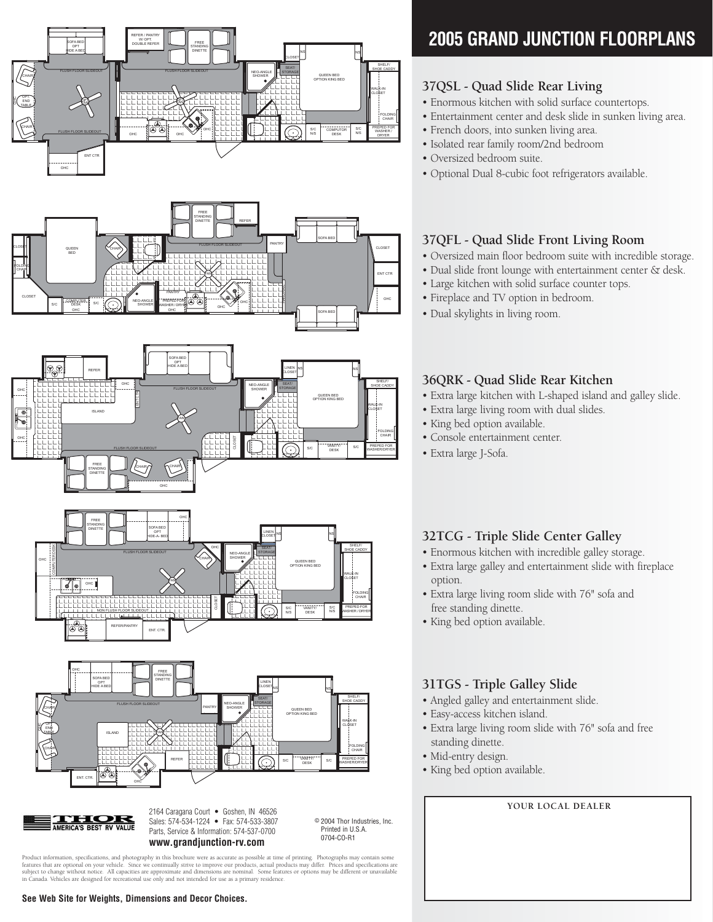## 2005 GRAND JUNCTION FLOORPLANS

### 37QSL - Quad Slide Rear Living

- Enormous kitchen with solid surface countertops.
- Entertainment center and desk slide in sunken living area.
- French doors, into sunken living area.
- Isolated rear family room/2nd bedroom
- Oversized bedroom suite.
- Optional Dual 8-cubic foot refrigerators available.

### 37QFL - Quad Slide Front Living Room

- Oversized main floor bedroom suite with incredible storage.
- Dual slide front lounge with entertainment center & desk.
- Large kitchen with solid surface counter tops.
- Fireplace and TV option in bedroom.
- Dual skylights in living room.

### 36QRK - Quad Slide Rear Kitchen

- Extra large kitchen with L-shaped island and galley slide.
- Extra large living room with dual slides.
- King bed option available.
- Console entertainment center.
- Extra large J-Sofa.

### 32TCG - Triple Slide Center Galley

- Enormous kitchen with incredible galley storage.
- Extra large galley and entertainment slide with fireplace option.
- Extra large living room slide with 76" sofa and free standing dinette.
- King bed option available.

### 31TGS - Triple Galley Slide

- Angled galley and entertainment slide.
- Easy-access kitchen island.
- Extra large living room slide with 76" sofa and free standing dinette.
- Mid-entry design.
- King bed option available.

**YOUR LOCAL DEALER**

THOR AMERICA'S BEST RV VALUE

2164 Caragana Court • Goshen, IN 46526
Sales: 574-534-1224 • Fax: 574-533-3807
Parts, Service & Information: 574-537-0700
**www.grandjunction-rv.com**

© 2004 Thor Industries, Inc.
Printed in U.S.A.
0704-CO-R1

Product information, specifications, and photography in this brochure were as accurate as possible at time of printing. Photographs may contain some features that are optional on your vehicle. Since we continually strive to improve our products, actual products may differ. Prices and specifications are subject to change without notice. All capacities are approximate and dimensions are nominal. Some features or options may be different or unavailable in Canada. Vehicles are designed for recreational use only and not intended for use as a primary residence.

**See Web Site for Weights, Dimensions and Decor Choices.**